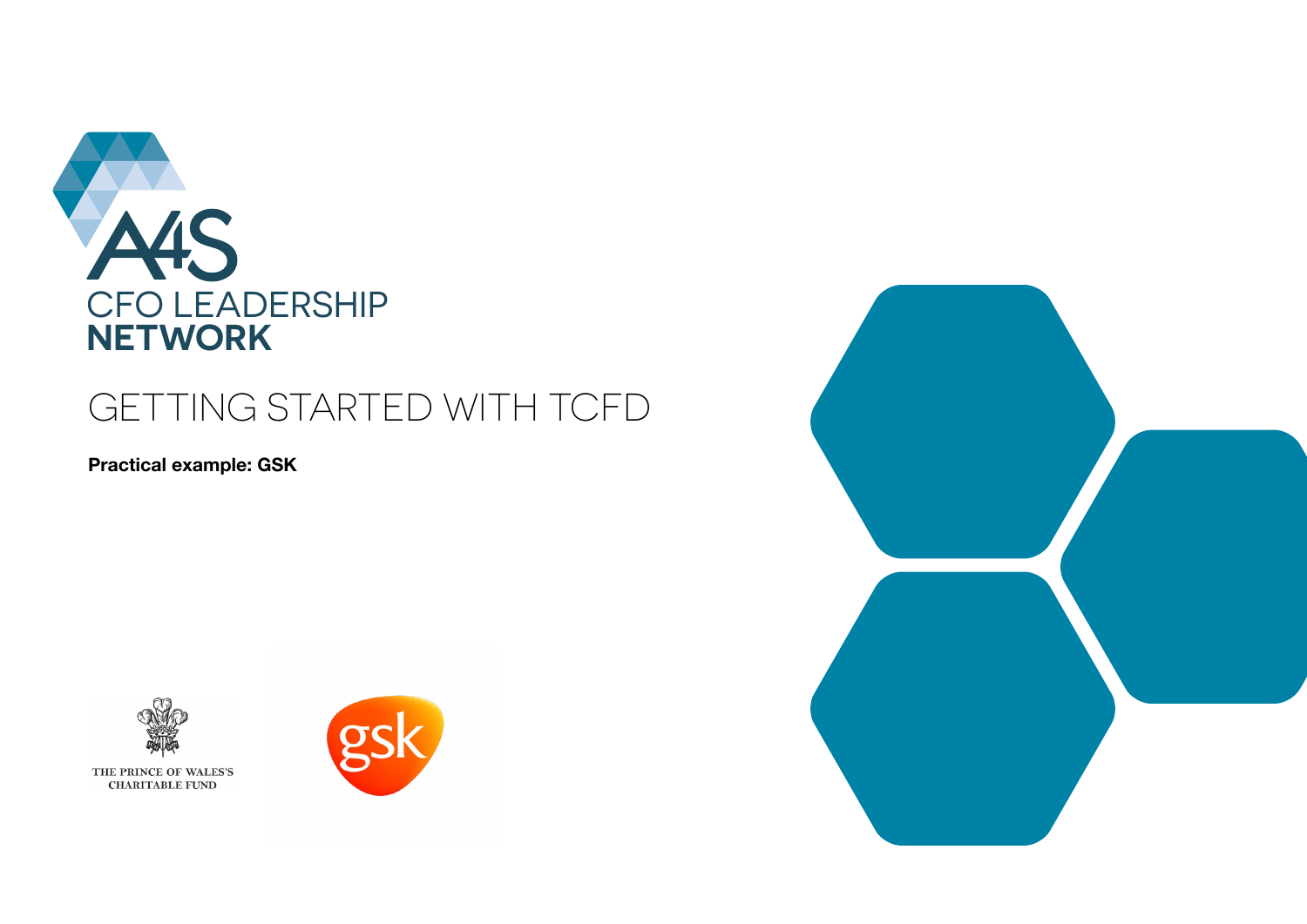A4S

CFO LEADERSHIP **NETWORK**

# GETTING STARTED WITH TCFD

**Practical example: GSK**

THE PRINCE OF WALES'S CHARITABLE FUND

gsk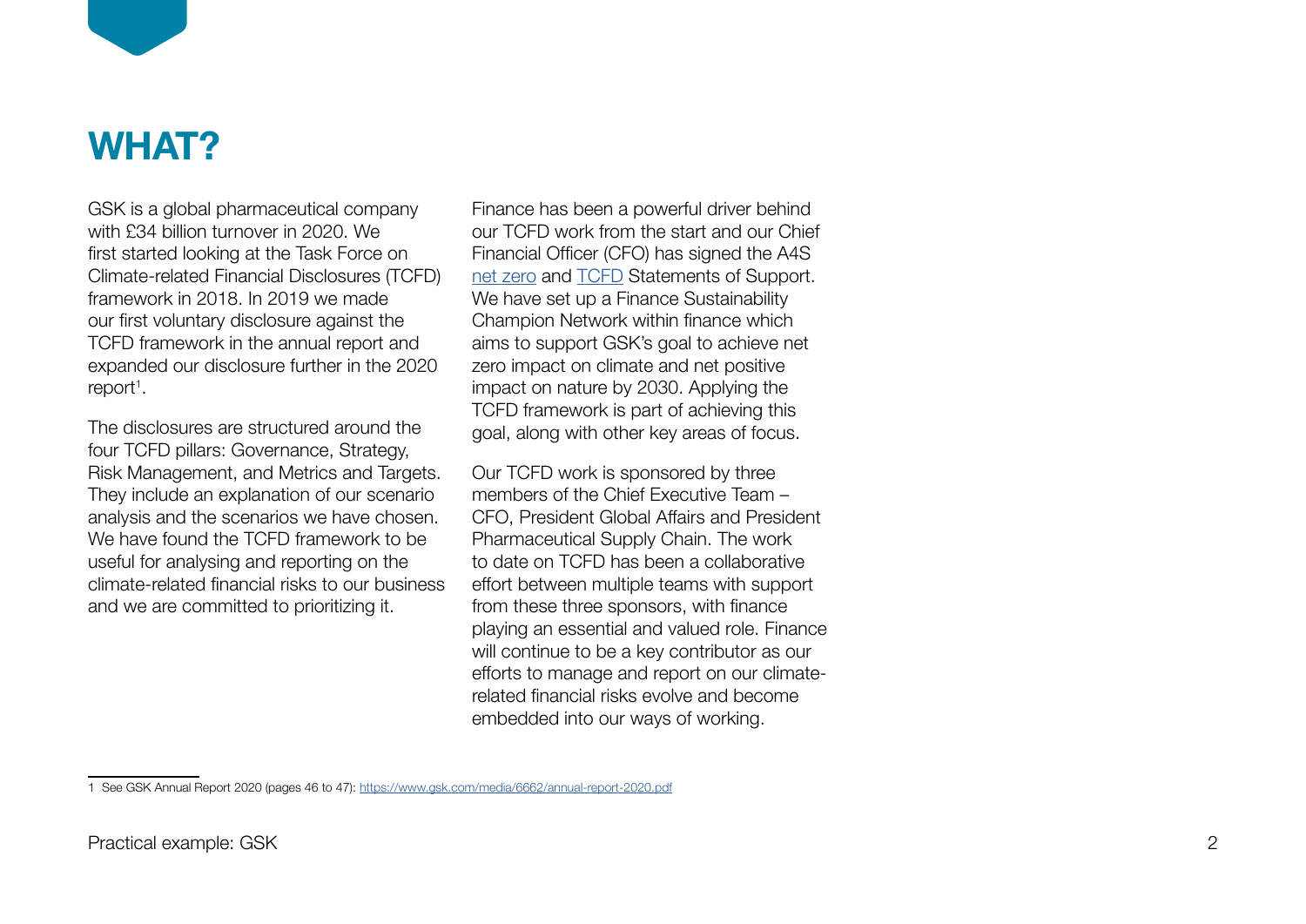# WHAT?

GSK is a global pharmaceutical company with £34 billion turnover in 2020. We first started looking at the Task Force on Climate-related Financial Disclosures (TCFD) framework in 2018. In 2019 we made our first voluntary disclosure against the TCFD framework in the annual report and expanded our disclosure further in the 2020 report[1].

The disclosures are structured around the four TCFD pillars: Governance, Strategy, Risk Management, and Metrics and Targets. They include an explanation of our scenario analysis and the scenarios we have chosen. We have found the TCFD framework to be useful for analysing and reporting on the climate-related financial risks to our business and we are committed to prioritizing it.

Finance has been a powerful driver behind our TCFD work from the start and our Chief Financial Officer (CFO) has signed the A4S net zero and TCFD Statements of Support. We have set up a Finance Sustainability Champion Network within finance which aims to support GSK's goal to achieve net zero impact on climate and net positive impact on nature by 2030. Applying the TCFD framework is part of achieving this goal, along with other key areas of focus.

Our TCFD work is sponsored by three members of the Chief Executive Team – CFO, President Global Affairs and President Pharmaceutical Supply Chain. The work to date on TCFD has been a collaborative effort between multiple teams with support from these three sponsors, with finance playing an essential and valued role. Finance will continue to be a key contributor as our efforts to manage and report on our climate-related financial risks evolve and become embedded into our ways of working.

1 See GSK Annual Report 2020 (pages 46 to 47): https://www.gsk.com/media/6662/annual-report-2020.pdf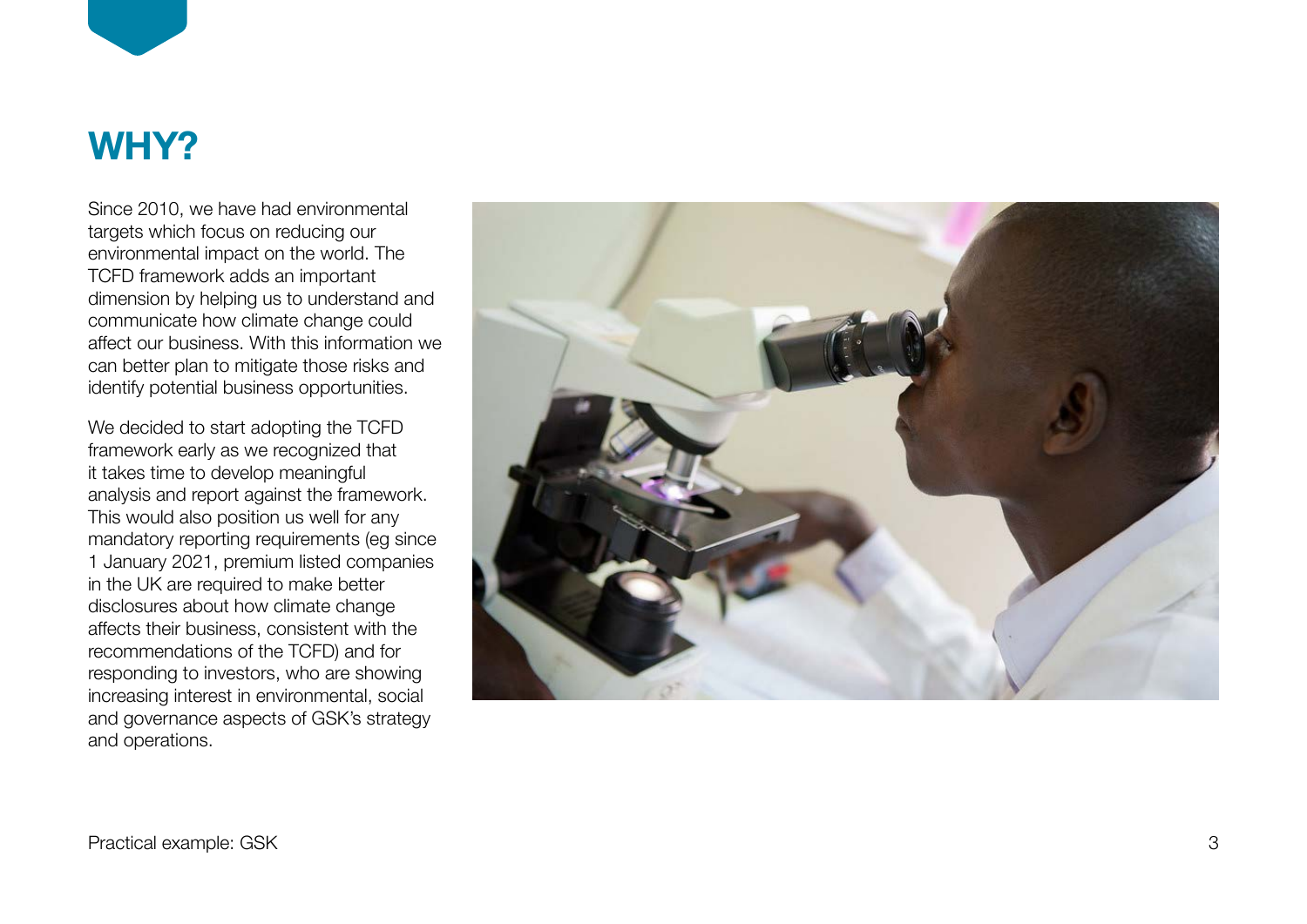# WHY?

Since 2010, we have had environmental targets which focus on reducing our environmental impact on the world. The TCFD framework adds an important dimension by helping us to understand and communicate how climate change could affect our business. With this information we can better plan to mitigate those risks and identify potential business opportunities.

We decided to start adopting the TCFD framework early as we recognized that it takes time to develop meaningful analysis and report against the framework. This would also position us well for any mandatory reporting requirements (eg since 1 January 2021, premium listed companies in the UK are required to make better disclosures about how climate change affects their business, consistent with the recommendations of the TCFD) and for responding to investors, who are showing increasing interest in environmental, social and governance aspects of GSK's strategy and operations.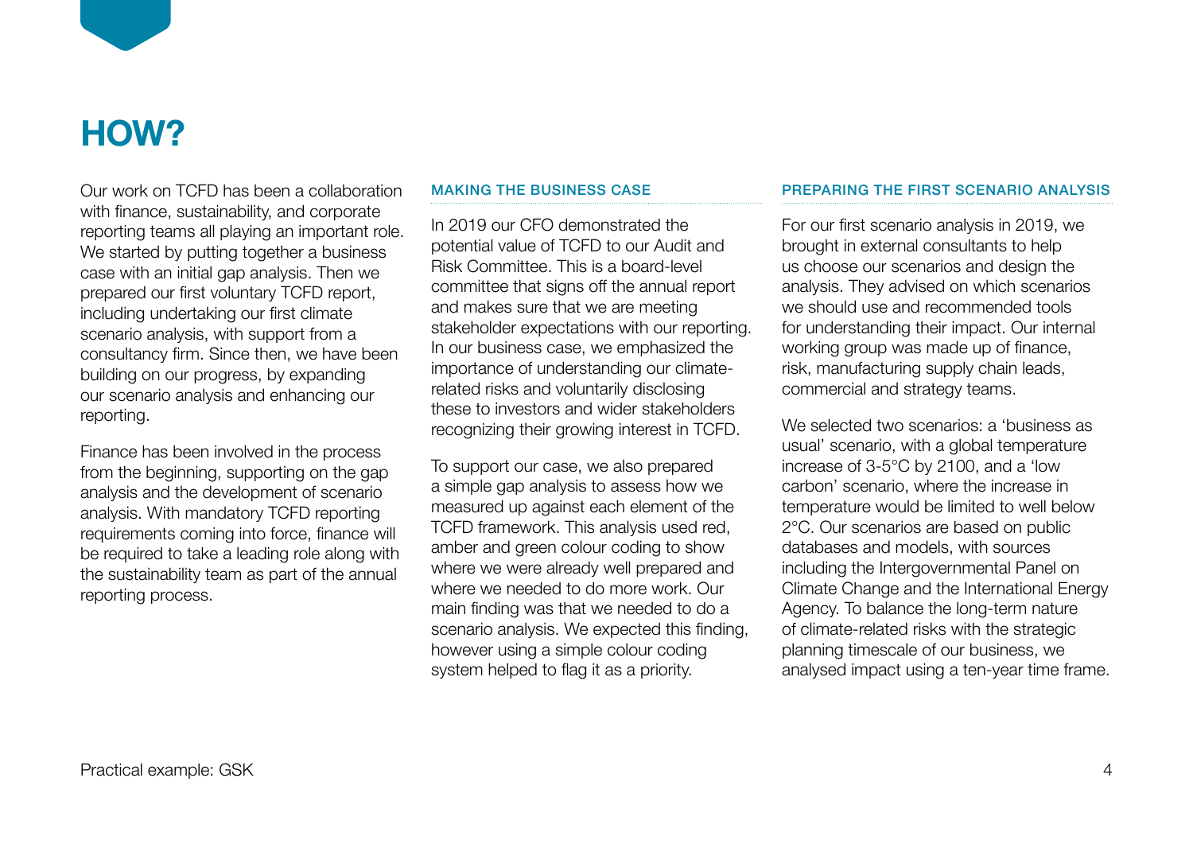# HOW?

Our work on TCFD has been a collaboration with finance, sustainability, and corporate reporting teams all playing an important role. We started by putting together a business case with an initial gap analysis. Then we prepared our first voluntary TCFD report, including undertaking our first climate scenario analysis, with support from a consultancy firm. Since then, we have been building on our progress, by expanding our scenario analysis and enhancing our reporting.

Finance has been involved in the process from the beginning, supporting on the gap analysis and the development of scenario analysis. With mandatory TCFD reporting requirements coming into force, finance will be required to take a leading role along with the sustainability team as part of the annual reporting process.

### MAKING THE BUSINESS CASE

In 2019 our CFO demonstrated the potential value of TCFD to our Audit and Risk Committee. This is a board-level committee that signs off the annual report and makes sure that we are meeting stakeholder expectations with our reporting. In our business case, we emphasized the importance of understanding our climate-related risks and voluntarily disclosing these to investors and wider stakeholders recognizing their growing interest in TCFD.

To support our case, we also prepared a simple gap analysis to assess how we measured up against each element of the TCFD framework. This analysis used red, amber and green colour coding to show where we were already well prepared and where we needed to do more work. Our main finding was that we needed to do a scenario analysis. We expected this finding, however using a simple colour coding system helped to flag it as a priority.

### PREPARING THE FIRST SCENARIO ANALYSIS

For our first scenario analysis in 2019, we brought in external consultants to help us choose our scenarios and design the analysis. They advised on which scenarios we should use and recommended tools for understanding their impact. Our internal working group was made up of finance, risk, manufacturing supply chain leads, commercial and strategy teams.

We selected two scenarios: a 'business as usual' scenario, with a global temperature increase of 3-5°C by 2100, and a 'low carbon' scenario, where the increase in temperature would be limited to well below 2°C. Our scenarios are based on public databases and models, with sources including the Intergovernmental Panel on Climate Change and the International Energy Agency. To balance the long-term nature of climate-related risks with the strategic planning timescale of our business, we analysed impact using a ten-year time frame.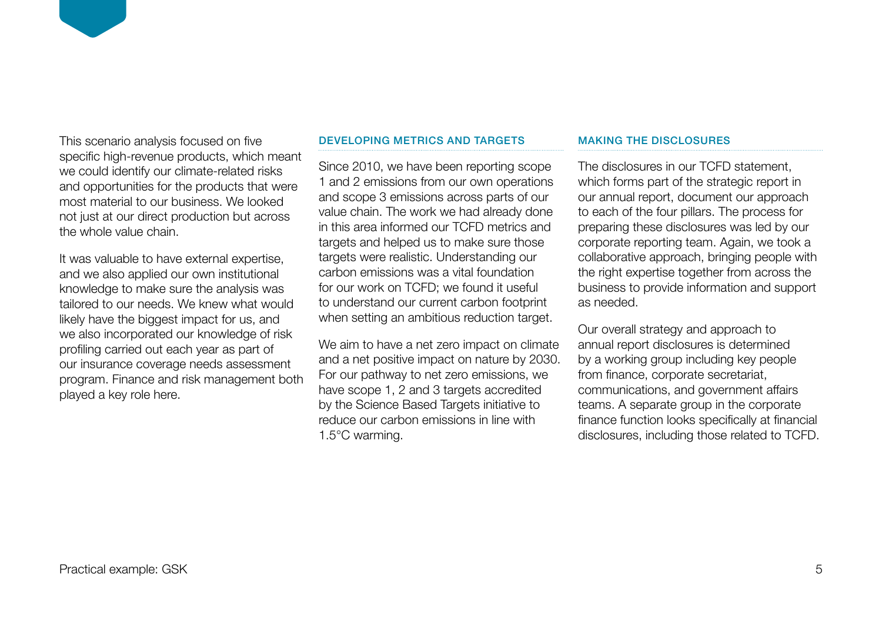This scenario analysis focused on five specific high-revenue products, which meant we could identify our climate-related risks and opportunities for the products that were most material to our business. We looked not just at our direct production but across the whole value chain.

It was valuable to have external expertise, and we also applied our own institutional knowledge to make sure the analysis was tailored to our needs. We knew what would likely have the biggest impact for us, and we also incorporated our knowledge of risk profiling carried out each year as part of our insurance coverage needs assessment program. Finance and risk management both played a key role here.

## DEVELOPING METRICS AND TARGETS

Since 2010, we have been reporting scope 1 and 2 emissions from our own operations and scope 3 emissions across parts of our value chain. The work we had already done in this area informed our TCFD metrics and targets and helped us to make sure those targets were realistic. Understanding our carbon emissions was a vital foundation for our work on TCFD; we found it useful to understand our current carbon footprint when setting an ambitious reduction target.

We aim to have a net zero impact on climate and a net positive impact on nature by 2030. For our pathway to net zero emissions, we have scope 1, 2 and 3 targets accredited by the Science Based Targets initiative to reduce our carbon emissions in line with 1.5°C warming.

## MAKING THE DISCLOSURES

The disclosures in our TCFD statement, which forms part of the strategic report in our annual report, document our approach to each of the four pillars. The process for preparing these disclosures was led by our corporate reporting team. Again, we took a collaborative approach, bringing people with the right expertise together from across the business to provide information and support as needed.

Our overall strategy and approach to annual report disclosures is determined by a working group including key people from finance, corporate secretariat, communications, and government affairs teams. A separate group in the corporate finance function looks specifically at financial disclosures, including those related to TCFD.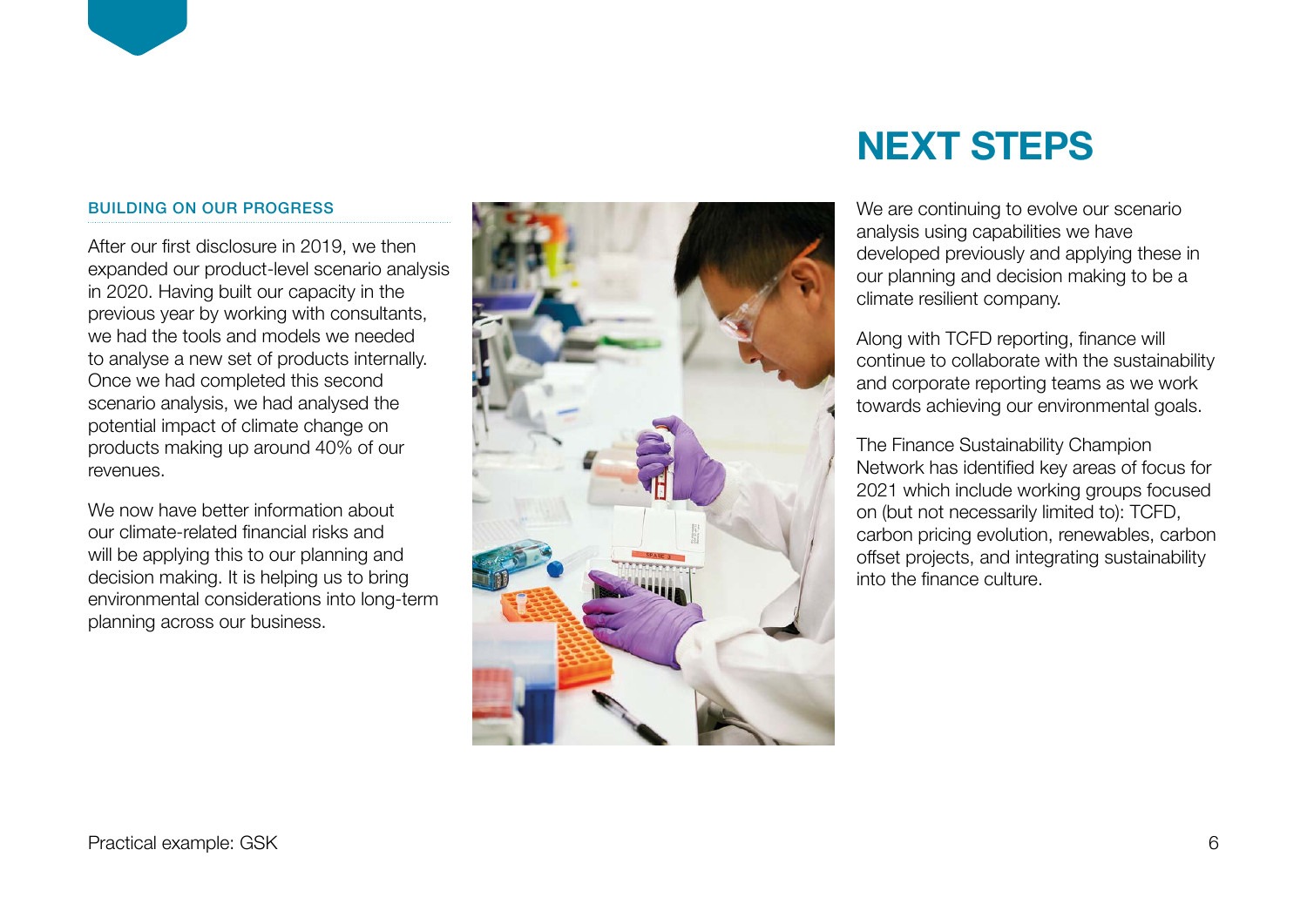### BUILDING ON OUR PROGRESS

After our first disclosure in 2019, we then expanded our product-level scenario analysis in 2020. Having built our capacity in the previous year by working with consultants, we had the tools and models we needed to analyse a new set of products internally. Once we had completed this second scenario analysis, we had analysed the potential impact of climate change on products making up around 40% of our revenues.

We now have better information about our climate-related financial risks and will be applying this to our planning and decision making. It is helping us to bring environmental considerations into long-term planning across our business.

## NEXT STEPS

We are continuing to evolve our scenario analysis using capabilities we have developed previously and applying these in our planning and decision making to be a climate resilient company.

Along with TCFD reporting, finance will continue to collaborate with the sustainability and corporate reporting teams as we work towards achieving our environmental goals.

The Finance Sustainability Champion Network has identified key areas of focus for 2021 which include working groups focused on (but not necessarily limited to): TCFD, carbon pricing evolution, renewables, carbon offset projects, and integrating sustainability into the finance culture.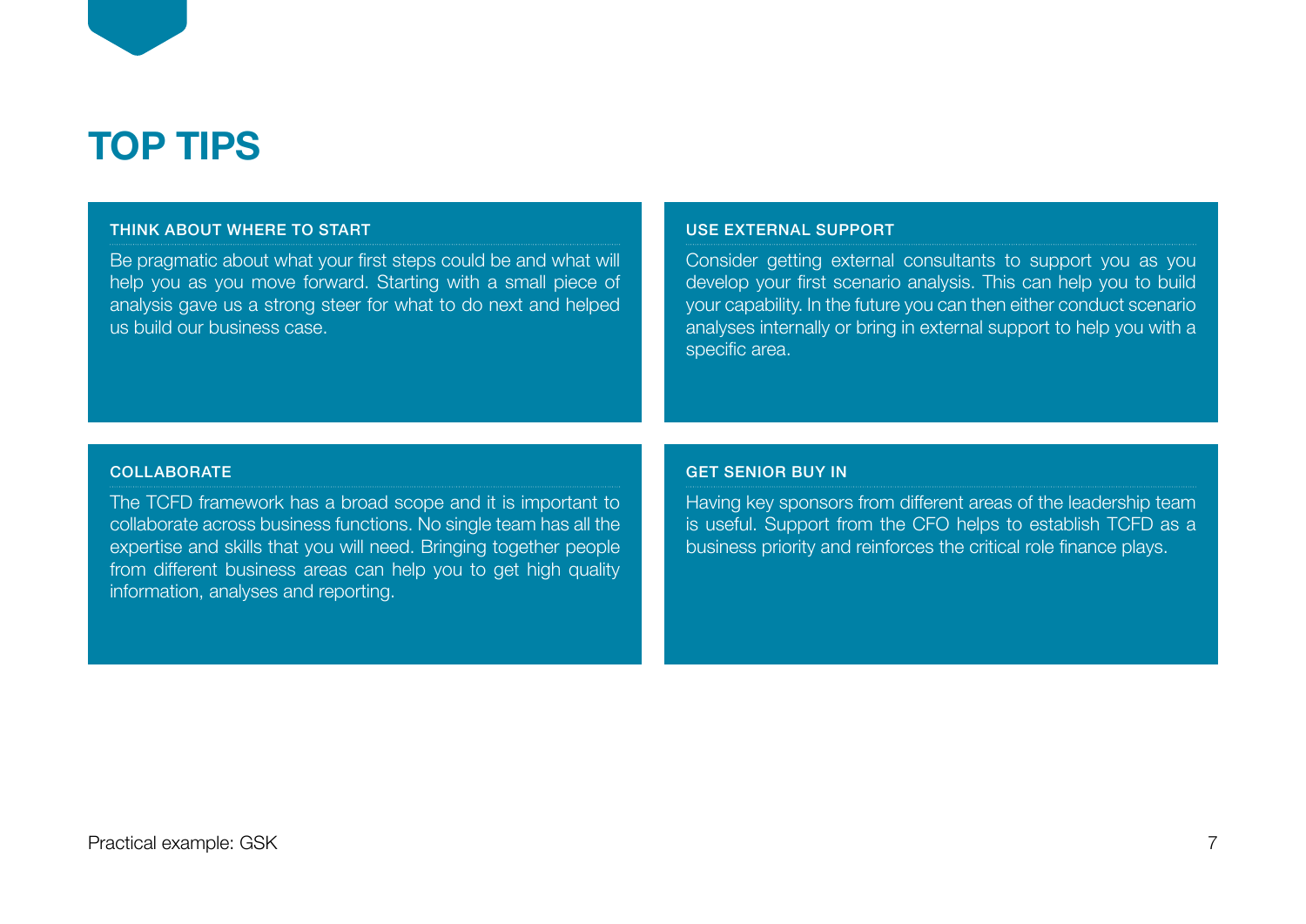# TOP TIPS

### THINK ABOUT WHERE TO START

Be pragmatic about what your first steps could be and what will help you as you move forward. Starting with a small piece of analysis gave us a strong steer for what to do next and helped us build our business case.

### USE EXTERNAL SUPPORT

Consider getting external consultants to support you as you develop your first scenario analysis. This can help you to build your capability. In the future you can then either conduct scenario analyses internally or bring in external support to help you with a specific area.

### COLLABORATE

The TCFD framework has a broad scope and it is important to collaborate across business functions. No single team has all the expertise and skills that you will need. Bringing together people from different business areas can help you to get high quality information, analyses and reporting.

### GET SENIOR BUY IN

Having key sponsors from different areas of the leadership team is useful. Support from the CFO helps to establish TCFD as a business priority and reinforces the critical role finance plays.

Practical example: GSK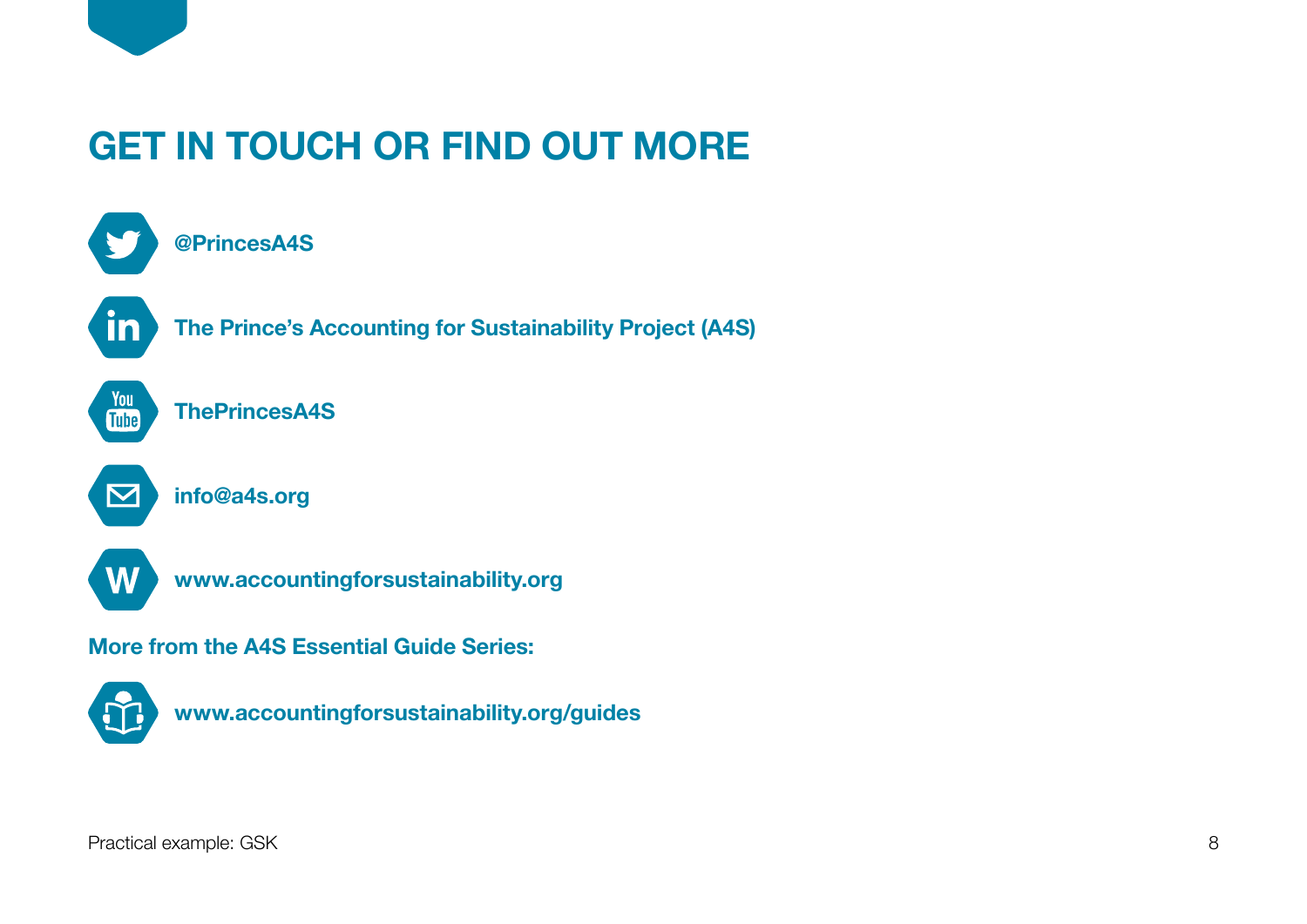# GET IN TOUCH OR FIND OUT MORE

**@PrincesA4S**

**The Prince's Accounting for Sustainability Project (A4S)**

**ThePrincesA4S**

**info@a4s.org**

**www.accountingforsustainability.org**

**More from the A4S Essential Guide Series:**

**www.accountingforsustainability.org/guides**